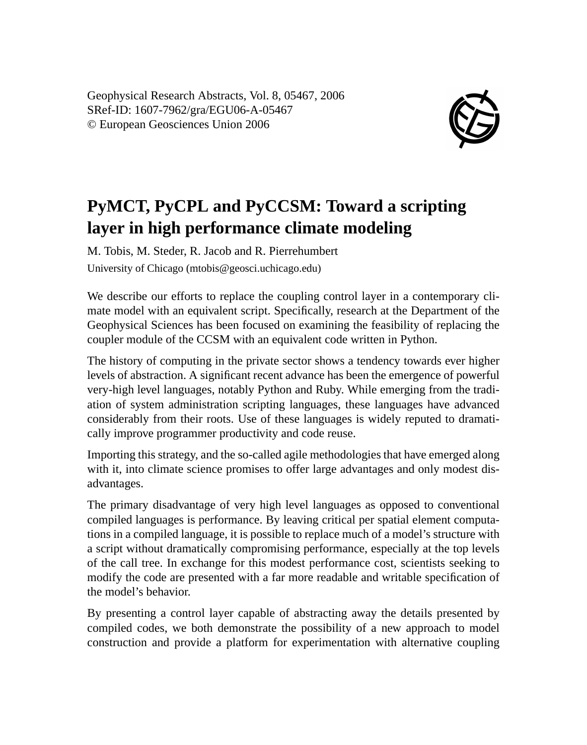Geophysical Research Abstracts, Vol. 8, 05467, 2006
SRef-ID: 1607-7962/gra/EGU06-A-05467
© European Geosciences Union 2006

# PyMCT, PyCPL and PyCCSM: Toward a scripting layer in high performance climate modeling

M. Tobis, M. Steder, R. Jacob and R. Pierrehumbert

University of Chicago (mtobis@geosci.uchicago.edu)

We describe our efforts to replace the coupling control layer in a contemporary climate model with an equivalent script. Specifically, research at the Department of the Geophysical Sciences has been focused on examining the feasibility of replacing the coupler module of the CCSM with an equivalent code written in Python.

The history of computing in the private sector shows a tendency towards ever higher levels of abstraction. A significant recent advance has been the emergence of powerful very-high level languages, notably Python and Ruby. While emerging from the tradiation of system administration scripting languages, these languages have advanced considerably from their roots. Use of these languages is widely reputed to dramatically improve programmer productivity and code reuse.

Importing this strategy, and the so-called agile methodologies that have emerged along with it, into climate science promises to offer large advantages and only modest disadvantages.

The primary disadvantage of very high level languages as opposed to conventional compiled languages is performance. By leaving critical per spatial element computations in a compiled language, it is possible to replace much of a model's structure with a script without dramatically compromising performance, especially at the top levels of the call tree. In exchange for this modest performance cost, scientists seeking to modify the code are presented with a far more readable and writable specification of the model's behavior.

By presenting a control layer capable of abstracting away the details presented by compiled codes, we both demonstrate the possibility of a new approach to model construction and provide a platform for experimentation with alternative coupling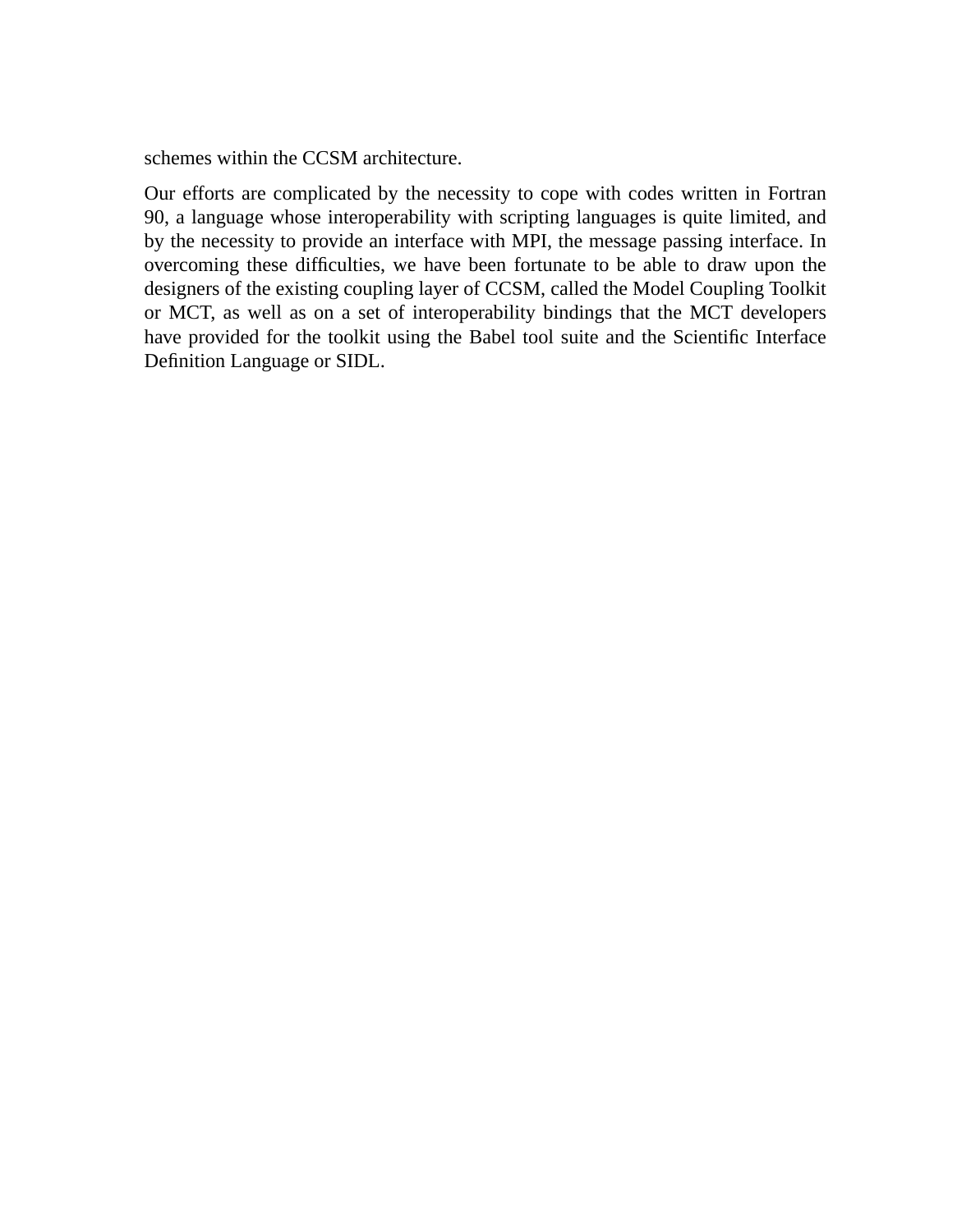schemes within the CCSM architecture.

Our efforts are complicated by the necessity to cope with codes written in Fortran 90, a language whose interoperability with scripting languages is quite limited, and by the necessity to provide an interface with MPI, the message passing interface. In overcoming these difficulties, we have been fortunate to be able to draw upon the designers of the existing coupling layer of CCSM, called the Model Coupling Toolkit or MCT, as well as on a set of interoperability bindings that the MCT developers have provided for the toolkit using the Babel tool suite and the Scientific Interface Definition Language or SIDL.